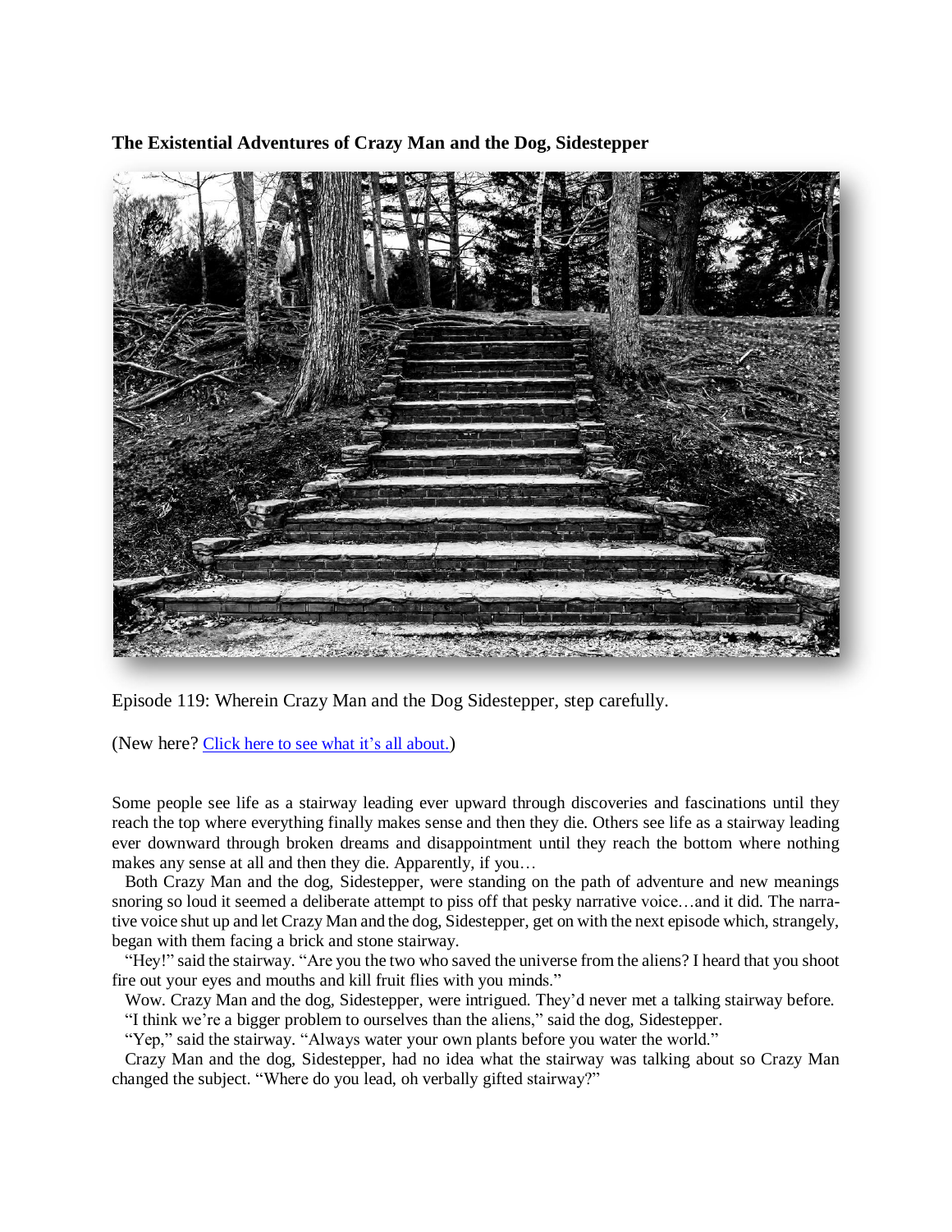**The Existential Adventures of Crazy Man and the Dog, Sidestepper**

Episode 119: Wherein Crazy Man and the Dog Sidestepper, step carefully.

(New here? [Click here to see what it's all about.]())

Some people see life as a stairway leading ever upward through discoveries and fascinations until they reach the top where everything finally makes sense and then they die. Others see life as a stairway leading ever downward through broken dreams and disappointment until they reach the bottom where nothing makes any sense at all and then they die. Apparently, if you…

Both Crazy Man and the dog, Sidestepper, were standing on the path of adventure and new meanings snoring so loud it seemed a deliberate attempt to piss off that pesky narrative voice…and it did. The narrative voice shut up and let Crazy Man and the dog, Sidestepper, get on with the next episode which, strangely, began with them facing a brick and stone stairway.

"Hey!" said the stairway. "Are you the two who saved the universe from the aliens? I heard that you shoot fire out your eyes and mouths and kill fruit flies with you minds."

Wow. Crazy Man and the dog, Sidestepper, were intrigued. They'd never met a talking stairway before.

"I think we're a bigger problem to ourselves than the aliens," said the dog, Sidestepper.

"Yep," said the stairway. "Always water your own plants before you water the world."

Crazy Man and the dog, Sidestepper, had no idea what the stairway was talking about so Crazy Man changed the subject. "Where do you lead, oh verbally gifted stairway?"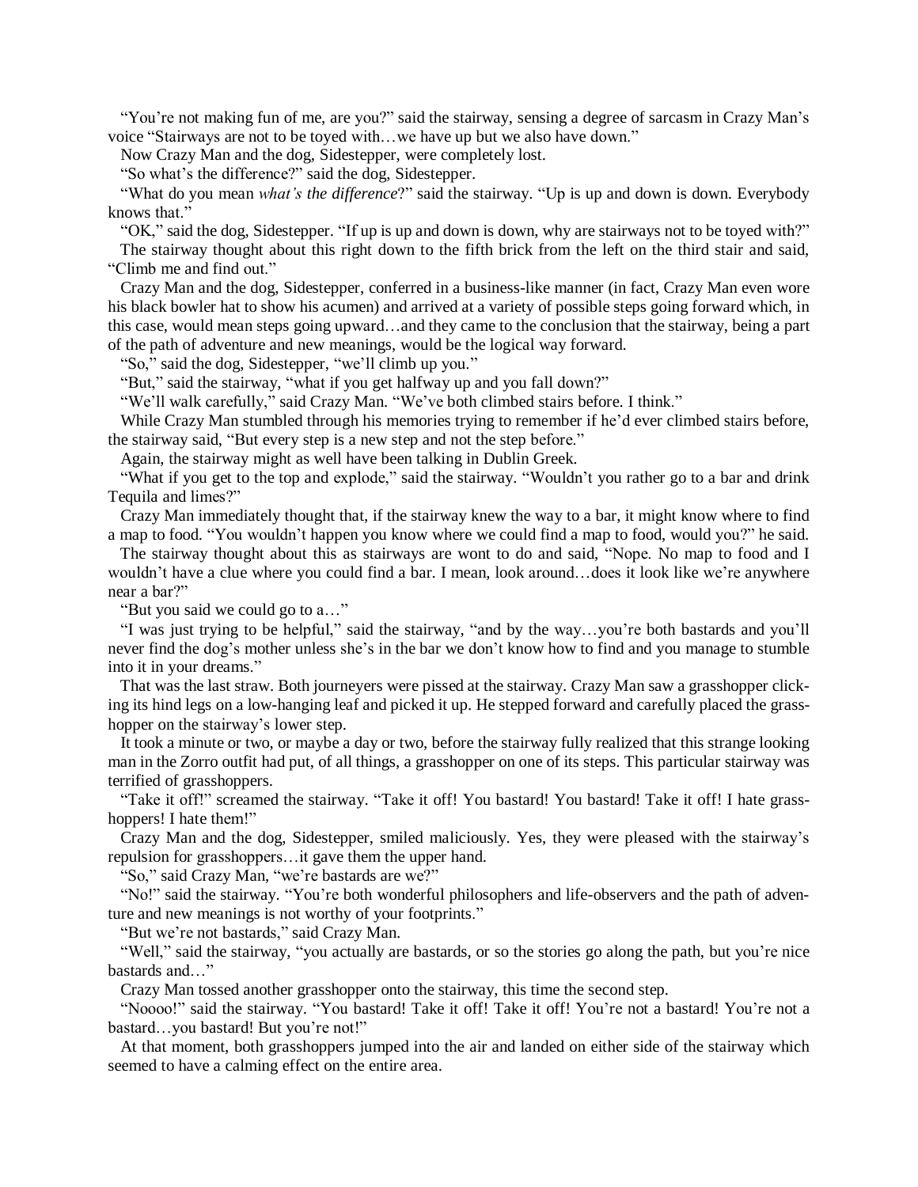"You're not making fun of me, are you?" said the stairway, sensing a degree of sarcasm in Crazy Man's voice "Stairways are not to be toyed with…we have up but we also have down."

Now Crazy Man and the dog, Sidestepper, were completely lost.

"So what's the difference?" said the dog, Sidestepper.

"What do you mean *what's the difference*?" said the stairway. "Up is up and down is down. Everybody knows that."

"OK," said the dog, Sidestepper. "If up is up and down is down, why are stairways not to be toyed with?"

The stairway thought about this right down to the fifth brick from the left on the third stair and said, "Climb me and find out."

Crazy Man and the dog, Sidestepper, conferred in a business-like manner (in fact, Crazy Man even wore his black bowler hat to show his acumen) and arrived at a variety of possible steps going forward which, in this case, would mean steps going upward…and they came to the conclusion that the stairway, being a part of the path of adventure and new meanings, would be the logical way forward.

"So," said the dog, Sidestepper, "we'll climb up you."

"But," said the stairway, "what if you get halfway up and you fall down?"

"We'll walk carefully," said Crazy Man. "We've both climbed stairs before. I think."

While Crazy Man stumbled through his memories trying to remember if he'd ever climbed stairs before, the stairway said, "But every step is a new step and not the step before."

Again, the stairway might as well have been talking in Dublin Greek.

"What if you get to the top and explode," said the stairway. "Wouldn't you rather go to a bar and drink Tequila and limes?"

Crazy Man immediately thought that, if the stairway knew the way to a bar, it might know where to find a map to food. "You wouldn't happen you know where we could find a map to food, would you?" he said.

The stairway thought about this as stairways are wont to do and said, "Nope. No map to food and I wouldn't have a clue where you could find a bar. I mean, look around…does it look like we're anywhere near a bar?"

"But you said we could go to a…"

"I was just trying to be helpful," said the stairway, "and by the way…you're both bastards and you'll never find the dog's mother unless she's in the bar we don't know how to find and you manage to stumble into it in your dreams."

That was the last straw. Both journeyers were pissed at the stairway. Crazy Man saw a grasshopper clicking its hind legs on a low-hanging leaf and picked it up. He stepped forward and carefully placed the grasshopper on the stairway's lower step.

It took a minute or two, or maybe a day or two, before the stairway fully realized that this strange looking man in the Zorro outfit had put, of all things, a grasshopper on one of its steps. This particular stairway was terrified of grasshoppers.

"Take it off!" screamed the stairway. "Take it off! You bastard! You bastard! Take it off! I hate grasshoppers! I hate them!"

Crazy Man and the dog, Sidestepper, smiled maliciously. Yes, they were pleased with the stairway's repulsion for grasshoppers…it gave them the upper hand.

"So," said Crazy Man, "we're bastards are we?"

"No!" said the stairway. "You're both wonderful philosophers and life-observers and the path of adventure and new meanings is not worthy of your footprints."

"But we're not bastards," said Crazy Man.

"Well," said the stairway, "you actually are bastards, or so the stories go along the path, but you're nice bastards and…"

Crazy Man tossed another grasshopper onto the stairway, this time the second step.

"Noooo!" said the stairway. "You bastard! Take it off! Take it off! You're not a bastard! You're not a bastard…you bastard! But you're not!"

At that moment, both grasshoppers jumped into the air and landed on either side of the stairway which seemed to have a calming effect on the entire area.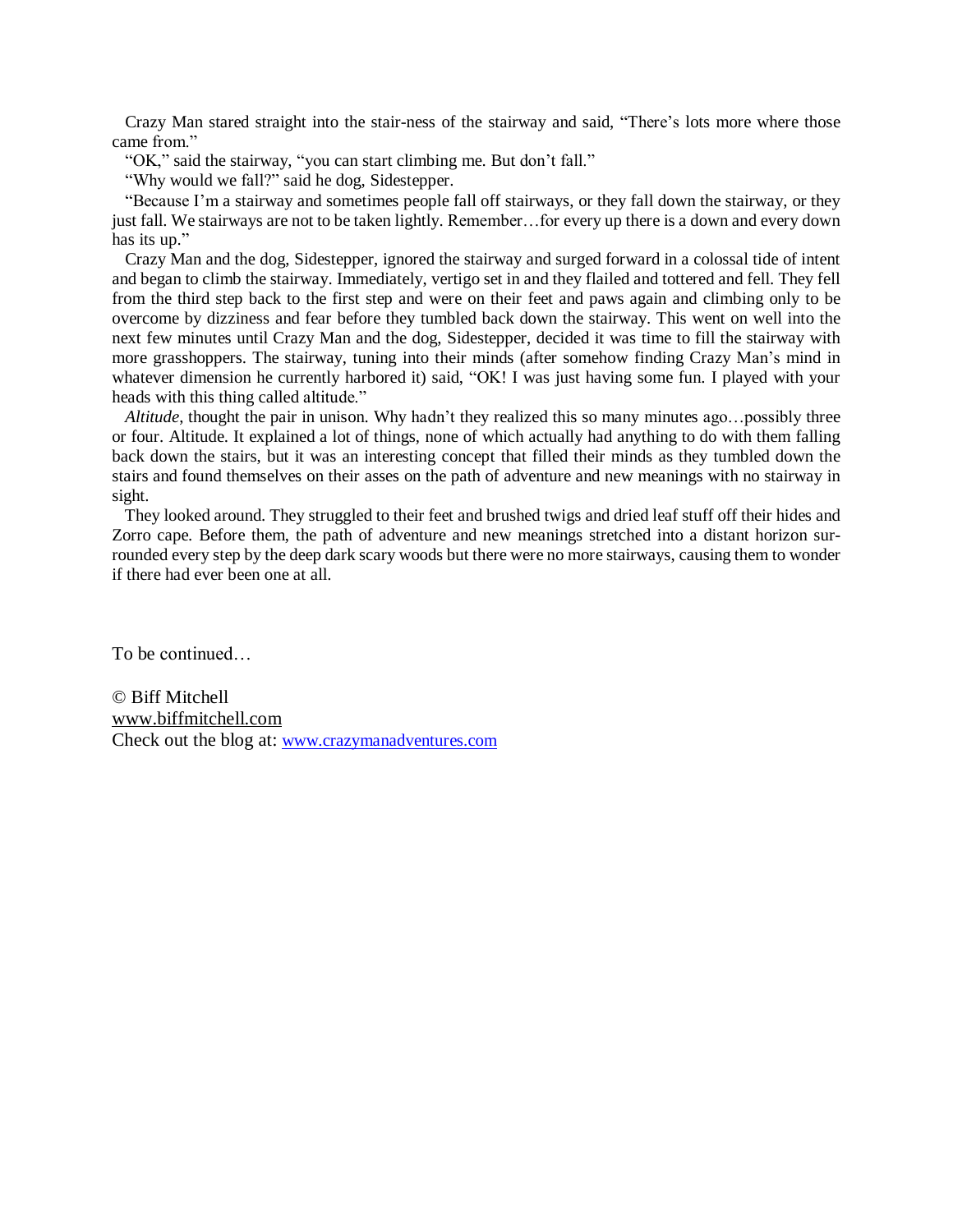Crazy Man stared straight into the stair-ness of the stairway and said, "There's lots more where those came from."

"OK," said the stairway, "you can start climbing me. But don't fall."

"Why would we fall?" said he dog, Sidestepper.

"Because I'm a stairway and sometimes people fall off stairways, or they fall down the stairway, or they just fall. We stairways are not to be taken lightly. Remember…for every up there is a down and every down has its up."

Crazy Man and the dog, Sidestepper, ignored the stairway and surged forward in a colossal tide of intent and began to climb the stairway. Immediately, vertigo set in and they flailed and tottered and fell. They fell from the third step back to the first step and were on their feet and paws again and climbing only to be overcome by dizziness and fear before they tumbled back down the stairway. This went on well into the next few minutes until Crazy Man and the dog, Sidestepper, decided it was time to fill the stairway with more grasshoppers. The stairway, tuning into their minds (after somehow finding Crazy Man's mind in whatever dimension he currently harbored it) said, "OK! I was just having some fun. I played with your heads with this thing called altitude."

*Altitude*, thought the pair in unison. Why hadn't they realized this so many minutes ago…possibly three or four. Altitude. It explained a lot of things, none of which actually had anything to do with them falling back down the stairs, but it was an interesting concept that filled their minds as they tumbled down the stairs and found themselves on their asses on the path of adventure and new meanings with no stairway in sight.

They looked around. They struggled to their feet and brushed twigs and dried leaf stuff off their hides and Zorro cape. Before them, the path of adventure and new meanings stretched into a distant horizon surrounded every step by the deep dark scary woods but there were no more stairways, causing them to wonder if there had ever been one at all.

To be continued…

© Biff Mitchell
www.biffmitchell.com
Check out the blog at: www.crazymanadventures.com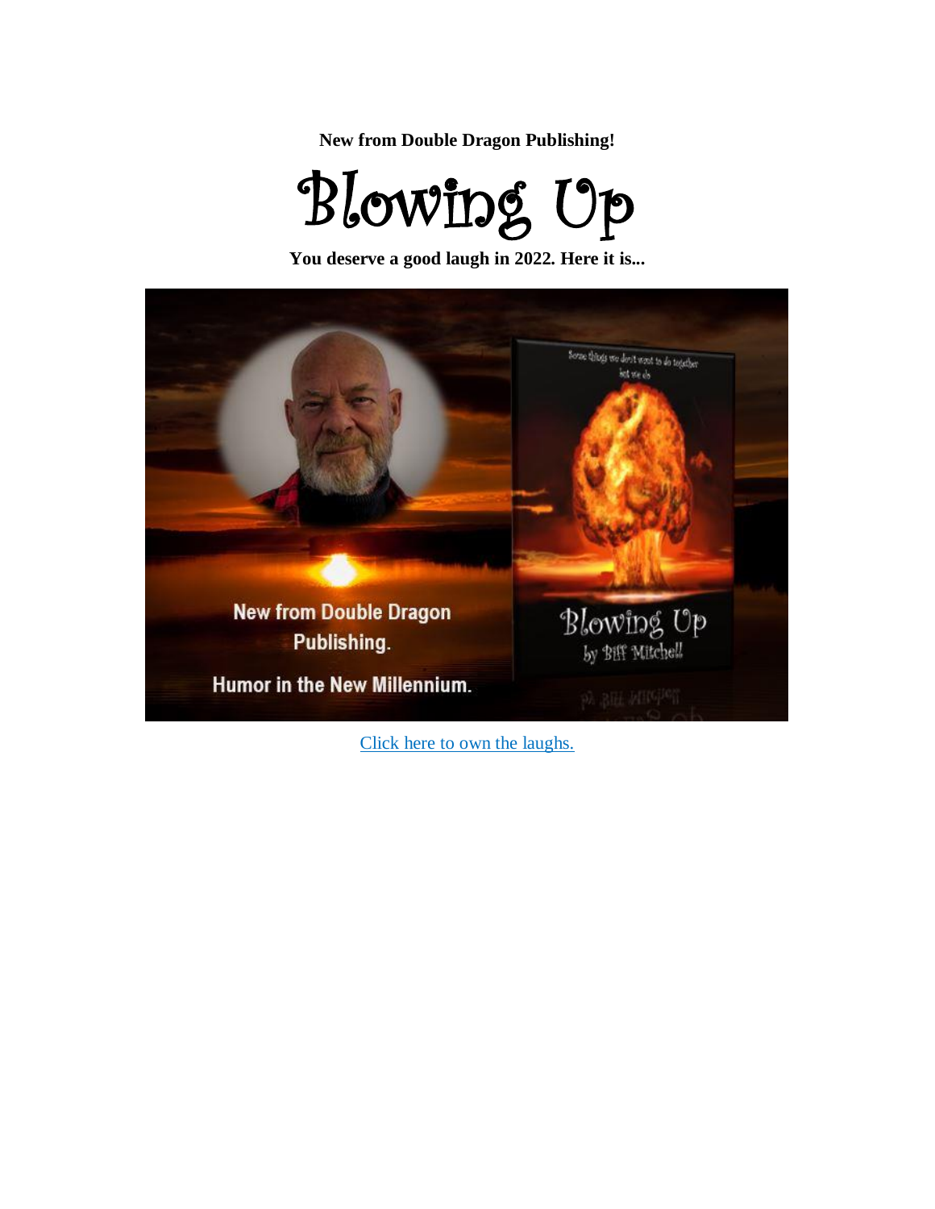**New from Double Dragon Publishing!**

# Blowing Up

**You deserve a good laugh in 2022. Here it is...**

New from Double Dragon Publishing.

Humor in the New Millennium.

Some things we don't want to do together but we do

Blowing Up

by Biff Mitchell

[Click here to own the laughs.]